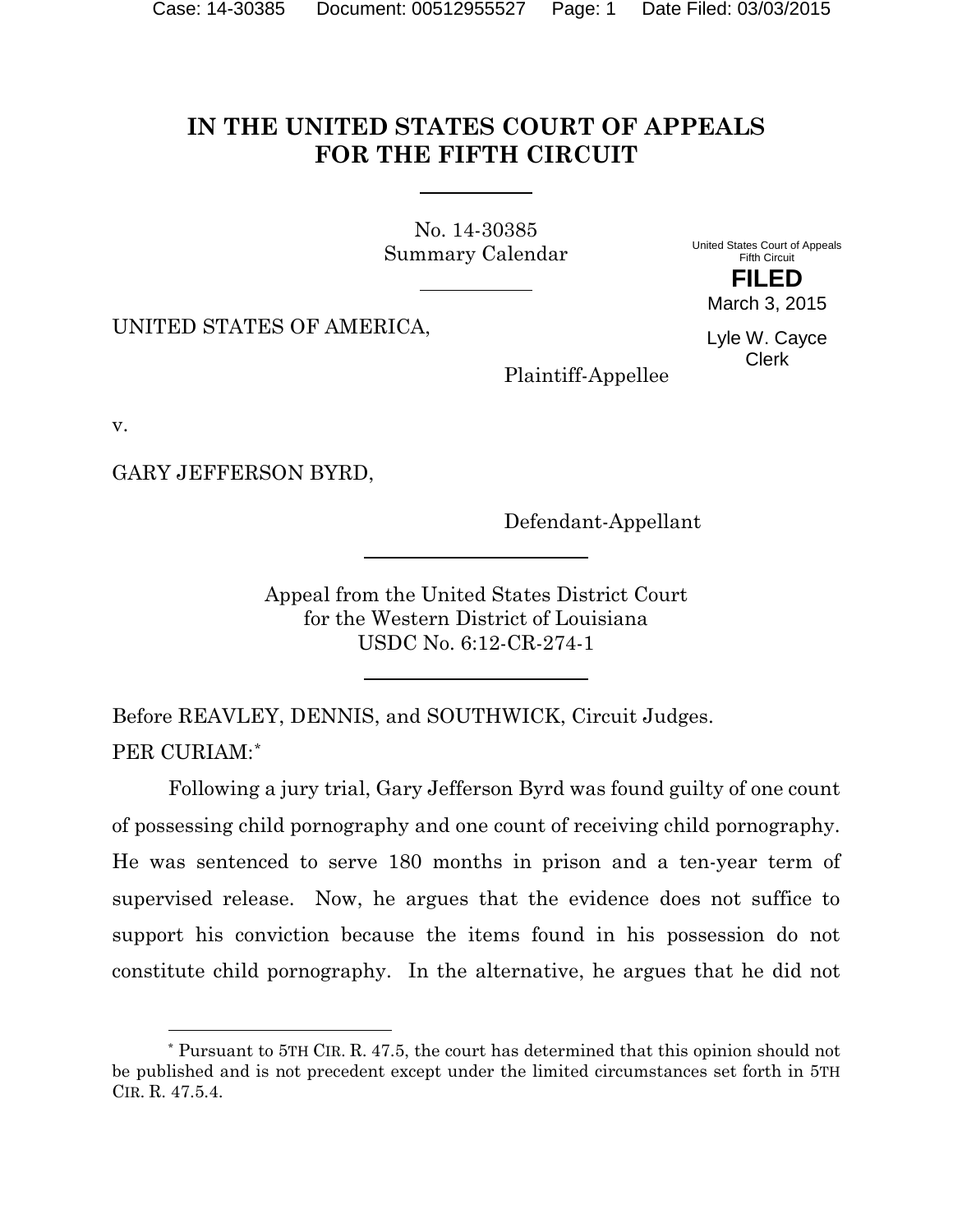# IN THE UNITED STATES COURT OF APPEALS FOR THE FIFTH CIRCUIT

No. 14-30385
Summary Calendar

United States Court of Appeals
Fifth Circuit

**FILED**
March 3, 2015

Lyle W. Cayce
Clerk

UNITED STATES OF AMERICA,

Plaintiff-Appellee

v.

GARY JEFFERSON BYRD,

Defendant-Appellant

Appeal from the United States District Court
for the Western District of Louisiana
USDC No. 6:12-CR-274-1

Before REAVLEY, DENNIS, and SOUTHWICK, Circuit Judges.

PER CURIAM:[*]

Following a jury trial, Gary Jefferson Byrd was found guilty of one count of possessing child pornography and one count of receiving child pornography. He was sentenced to serve 180 months in prison and a ten-year term of supervised release. Now, he argues that the evidence does not suffice to support his conviction because the items found in his possession do not constitute child pornography. In the alternative, he argues that he did not

[*] Pursuant to 5TH CIR. R. 47.5, the court has determined that this opinion should not be published and is not precedent except under the limited circumstances set forth in 5TH CIR. R. 47.5.4.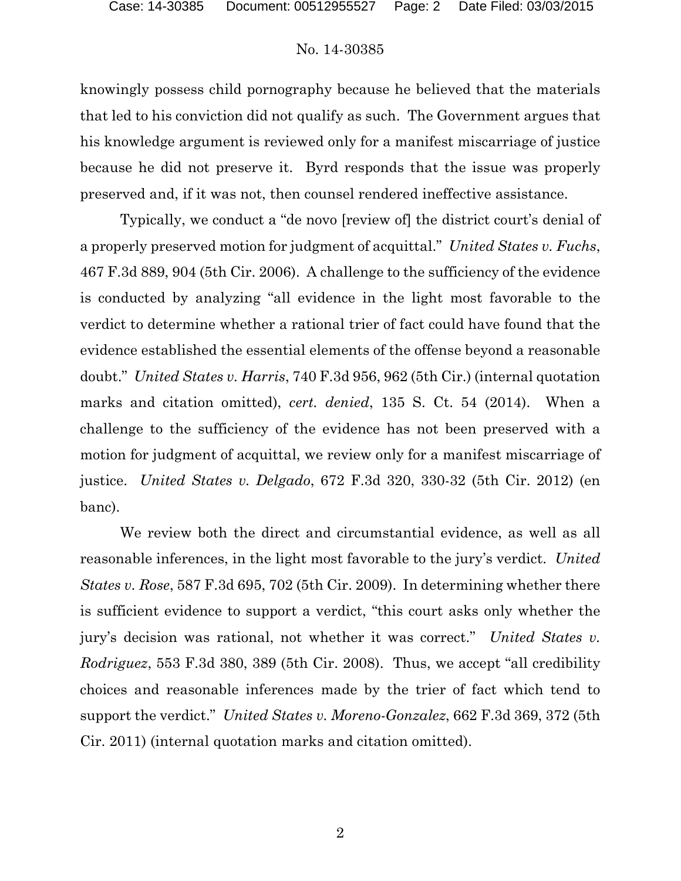knowingly possess child pornography because he believed that the materials that led to his conviction did not qualify as such. The Government argues that his knowledge argument is reviewed only for a manifest miscarriage of justice because he did not preserve it. Byrd responds that the issue was properly preserved and, if it was not, then counsel rendered ineffective assistance.

Typically, we conduct a "de novo [review of] the district court's denial of a properly preserved motion for judgment of acquittal." *United States v. Fuchs*, 467 F.3d 889, 904 (5th Cir. 2006). A challenge to the sufficiency of the evidence is conducted by analyzing "all evidence in the light most favorable to the verdict to determine whether a rational trier of fact could have found that the evidence established the essential elements of the offense beyond a reasonable doubt." *United States v. Harris*, 740 F.3d 956, 962 (5th Cir.) (internal quotation marks and citation omitted), *cert. denied*, 135 S. Ct. 54 (2014). When a challenge to the sufficiency of the evidence has not been preserved with a motion for judgment of acquittal, we review only for a manifest miscarriage of justice. *United States v. Delgado*, 672 F.3d 320, 330-32 (5th Cir. 2012) (en banc).

We review both the direct and circumstantial evidence, as well as all reasonable inferences, in the light most favorable to the jury's verdict. *United States v. Rose*, 587 F.3d 695, 702 (5th Cir. 2009). In determining whether there is sufficient evidence to support a verdict, "this court asks only whether the jury's decision was rational, not whether it was correct." *United States v. Rodriguez*, 553 F.3d 380, 389 (5th Cir. 2008). Thus, we accept "all credibility choices and reasonable inferences made by the trier of fact which tend to support the verdict." *United States v. Moreno-Gonzalez*, 662 F.3d 369, 372 (5th Cir. 2011) (internal quotation marks and citation omitted).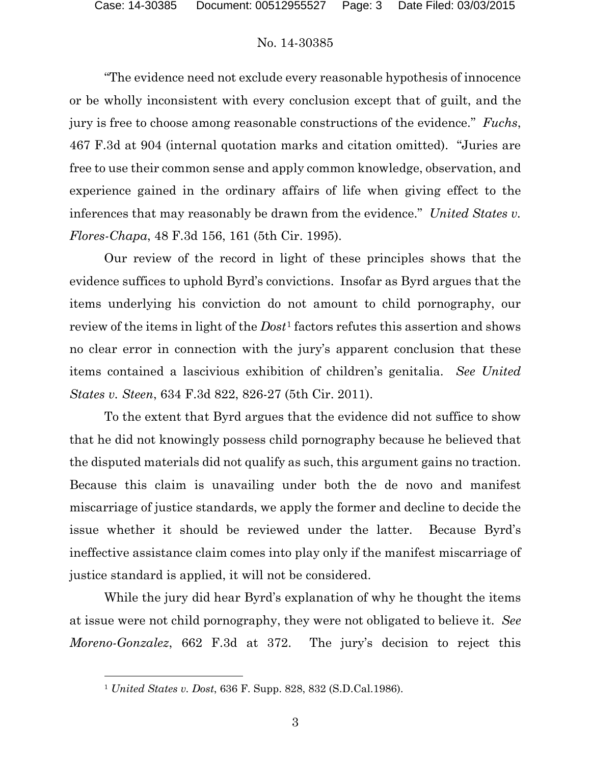"The evidence need not exclude every reasonable hypothesis of innocence or be wholly inconsistent with every conclusion except that of guilt, and the jury is free to choose among reasonable constructions of the evidence." *Fuchs*, 467 F.3d at 904 (internal quotation marks and citation omitted). "Juries are free to use their common sense and apply common knowledge, observation, and experience gained in the ordinary affairs of life when giving effect to the inferences that may reasonably be drawn from the evidence." *United States v. Flores-Chapa*, 48 F.3d 156, 161 (5th Cir. 1995).

Our review of the record in light of these principles shows that the evidence suffices to uphold Byrd's convictions. Insofar as Byrd argues that the items underlying his conviction do not amount to child pornography, our review of the items in light of the *Dost*[1] factors refutes this assertion and shows no clear error in connection with the jury's apparent conclusion that these items contained a lascivious exhibition of children's genitalia. *See United States v. Steen*, 634 F.3d 822, 826-27 (5th Cir. 2011).

To the extent that Byrd argues that the evidence did not suffice to show that he did not knowingly possess child pornography because he believed that the disputed materials did not qualify as such, this argument gains no traction. Because this claim is unavailing under both the de novo and manifest miscarriage of justice standards, we apply the former and decline to decide the issue whether it should be reviewed under the latter. Because Byrd's ineffective assistance claim comes into play only if the manifest miscarriage of justice standard is applied, it will not be considered.

While the jury did hear Byrd's explanation of why he thought the items at issue were not child pornography, they were not obligated to believe it. *See Moreno-Gonzalez*, 662 F.3d at 372. The jury's decision to reject this

[1] *United States v. Dost*, 636 F. Supp. 828, 832 (S.D.Cal.1986).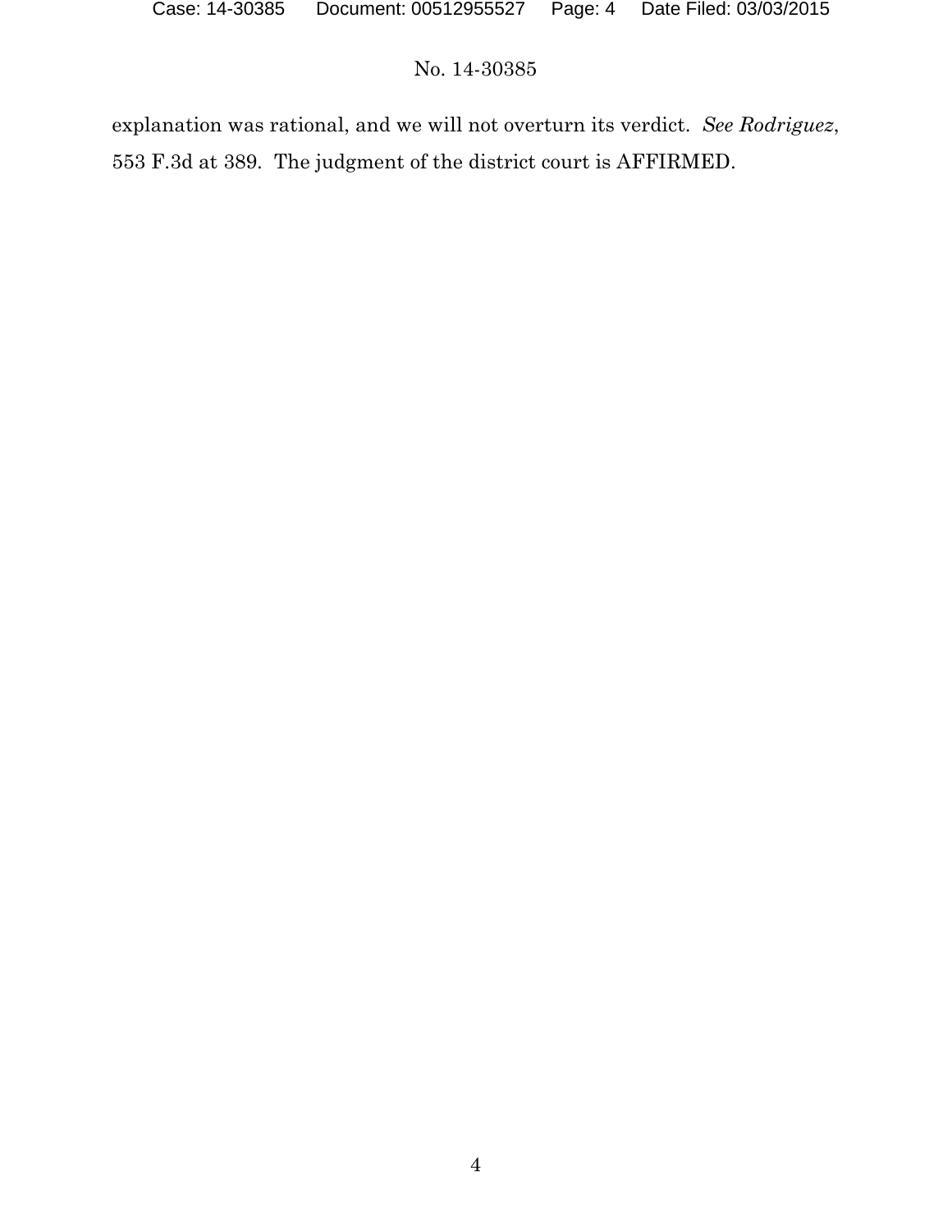explanation was rational, and we will not overturn its verdict. *See Rodriguez*, 553 F.3d at 389. The judgment of the district court is AFFIRMED.